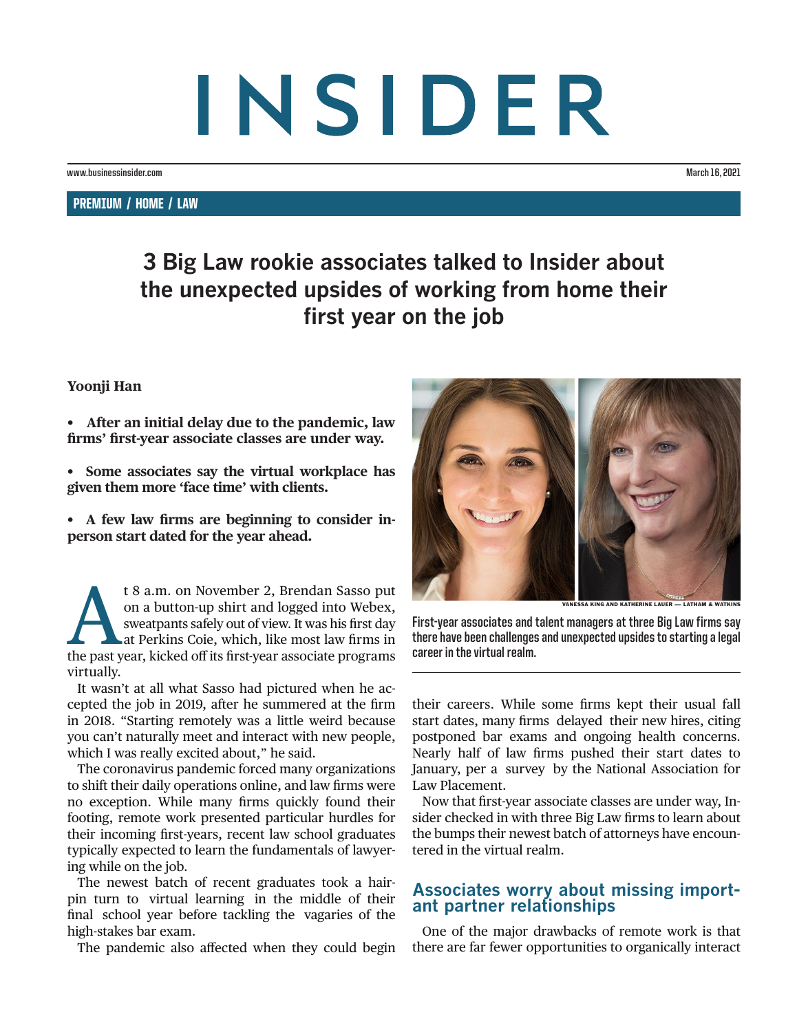# INSIDER

www.businessinsider.com

March 16, 2021

PREMIUM / HOME / LAW

## 3 Big Law rookie associates talked to Insider about the unexpected upsides of working from home their first year on the job

**Yoonji Han**

- **After an initial delay due to the pandemic, law firms' first-year associate classes are under way.**
- **Some associates say the virtual workplace has given them more 'face time' with clients.**
- **A few law firms are beginning to consider in-person start dated for the year ahead.**

At 8 a.m. on November 2, Brendan Sasso put on a button-up shirt and logged into Webex, sweatpants safely out of view. It was his first day at Perkins Coie, which, like most law firms in the past year, kicked off its first-year associate programs virtually.

It wasn't at all what Sasso had pictured when he accepted the job in 2019, after he summered at the firm in 2018. "Starting remotely was a little weird because you can't naturally meet and interact with new people, which I was really excited about," he said.

The coronavirus pandemic forced many organizations to shift their daily operations online, and law firms were no exception. While many firms quickly found their footing, remote work presented particular hurdles for their incoming first-years, recent law school graduates typically expected to learn the fundamentals of lawyering while on the job.

The newest batch of recent graduates took a hairpin turn to virtual learning in the middle of their final school year before tackling the vagaries of the high-stakes bar exam.

VANESSA KING AND KATHERINE LAUER — LATHAM & WATKINS

First-year associates and talent managers at three Big Law firms say there have been challenges and unexpected upsides to starting a legal career in the virtual realm.

The pandemic also affected when they could begin their careers. While some firms kept their usual fall start dates, many firms delayed their new hires, citing postponed bar exams and ongoing health concerns. Nearly half of law firms pushed their start dates to January, per a survey by the National Association for Law Placement.

Now that first-year associate classes are under way, Insider checked in with three Big Law firms to learn about the bumps their newest batch of attorneys have encountered in the virtual realm.

### Associates worry about missing important partner relationships

One of the major drawbacks of remote work is that there are far fewer opportunities to organically interact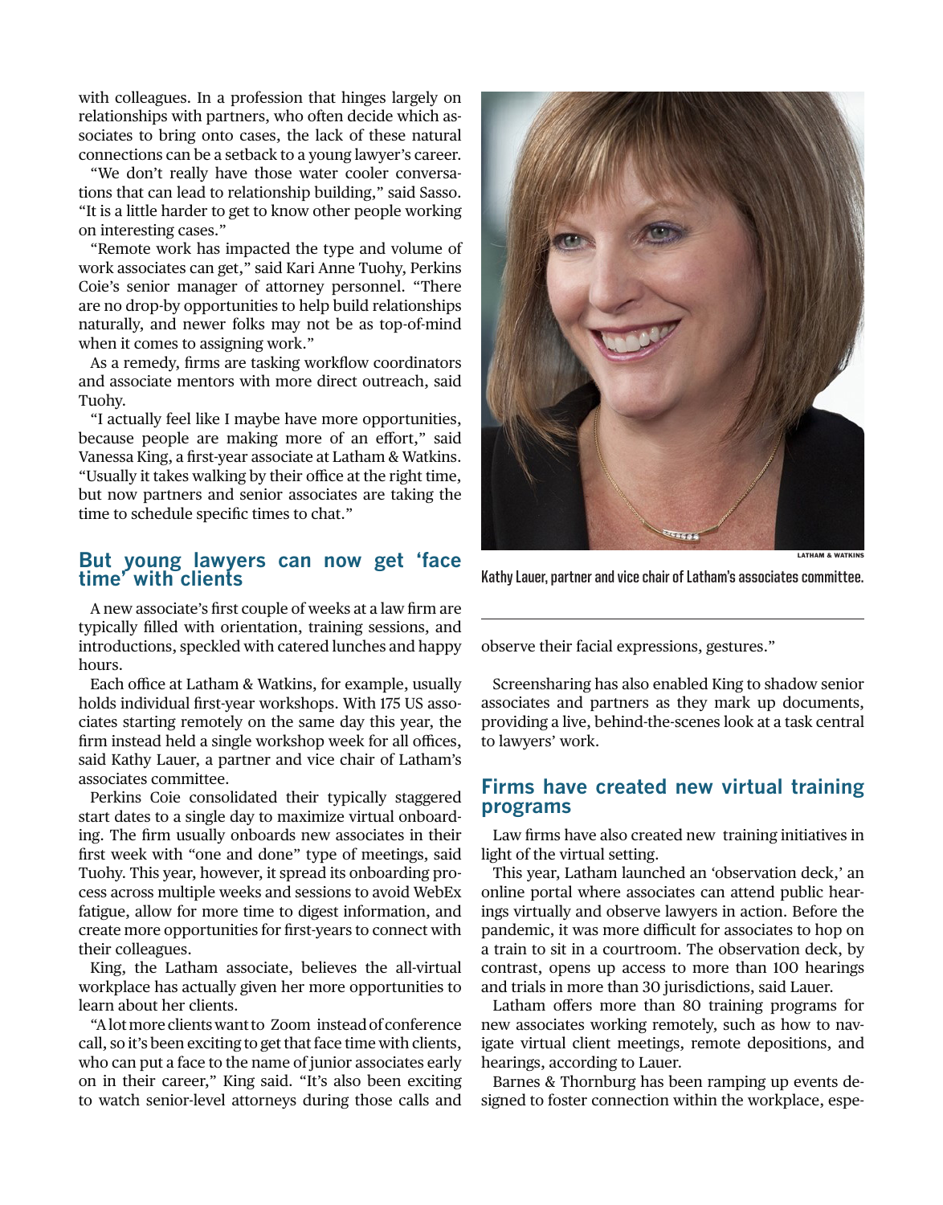with colleagues. In a profession that hinges largely on relationships with partners, who often decide which associates to bring onto cases, the lack of these natural connections can be a setback to a young lawyer's career.

"We don't really have those water cooler conversations that can lead to relationship building," said Sasso. "It is a little harder to get to know other people working on interesting cases."

"Remote work has impacted the type and volume of work associates can get," said Kari Anne Tuohy, Perkins Coie's senior manager of attorney personnel. "There are no drop-by opportunities to help build relationships naturally, and newer folks may not be as top-of-mind when it comes to assigning work."

As a remedy, firms are tasking workflow coordinators and associate mentors with more direct outreach, said Tuohy.

"I actually feel like I maybe have more opportunities, because people are making more of an effort," said Vanessa King, a first-year associate at Latham & Watkins. "Usually it takes walking by their office at the right time, but now partners and senior associates are taking the time to schedule specific times to chat."

## But young lawyers can now get 'face time' with clients

A new associate's first couple of weeks at a law firm are typically filled with orientation, training sessions, and introductions, speckled with catered lunches and happy hours.

Each office at Latham & Watkins, for example, usually holds individual first-year workshops. With 175 US associates starting remotely on the same day this year, the firm instead held a single workshop week for all offices, said Kathy Lauer, a partner and vice chair of Latham's associates committee.

Perkins Coie consolidated their typically staggered start dates to a single day to maximize virtual onboarding. The firm usually onboards new associates in their first week with "one and done" type of meetings, said Tuohy. This year, however, it spread its onboarding process across multiple weeks and sessions to avoid WebEx fatigue, allow for more time to digest information, and create more opportunities for first-years to connect with their colleagues.

King, the Latham associate, believes the all-virtual workplace has actually given her more opportunities to learn about her clients.

"A lot more clients want to Zoom instead of conference call, so it's been exciting to get that face time with clients, who can put a face to the name of junior associates early on in their career," King said. "It's also been exciting to watch senior-level attorneys during those calls and observe their facial expressions, gestures."

LATHAM & WATKINS

Kathy Lauer, partner and vice chair of Latham's associates committee.

Screensharing has also enabled King to shadow senior associates and partners as they mark up documents, providing a live, behind-the-scenes look at a task central to lawyers' work.

## Firms have created new virtual training programs

Law firms have also created new training initiatives in light of the virtual setting.

This year, Latham launched an 'observation deck,' an online portal where associates can attend public hearings virtually and observe lawyers in action. Before the pandemic, it was more difficult for associates to hop on a train to sit in a courtroom. The observation deck, by contrast, opens up access to more than 100 hearings and trials in more than 30 jurisdictions, said Lauer.

Latham offers more than 80 training programs for new associates working remotely, such as how to navigate virtual client meetings, remote depositions, and hearings, according to Lauer.

Barnes & Thornburg has been ramping up events designed to foster connection within the workplace, espe-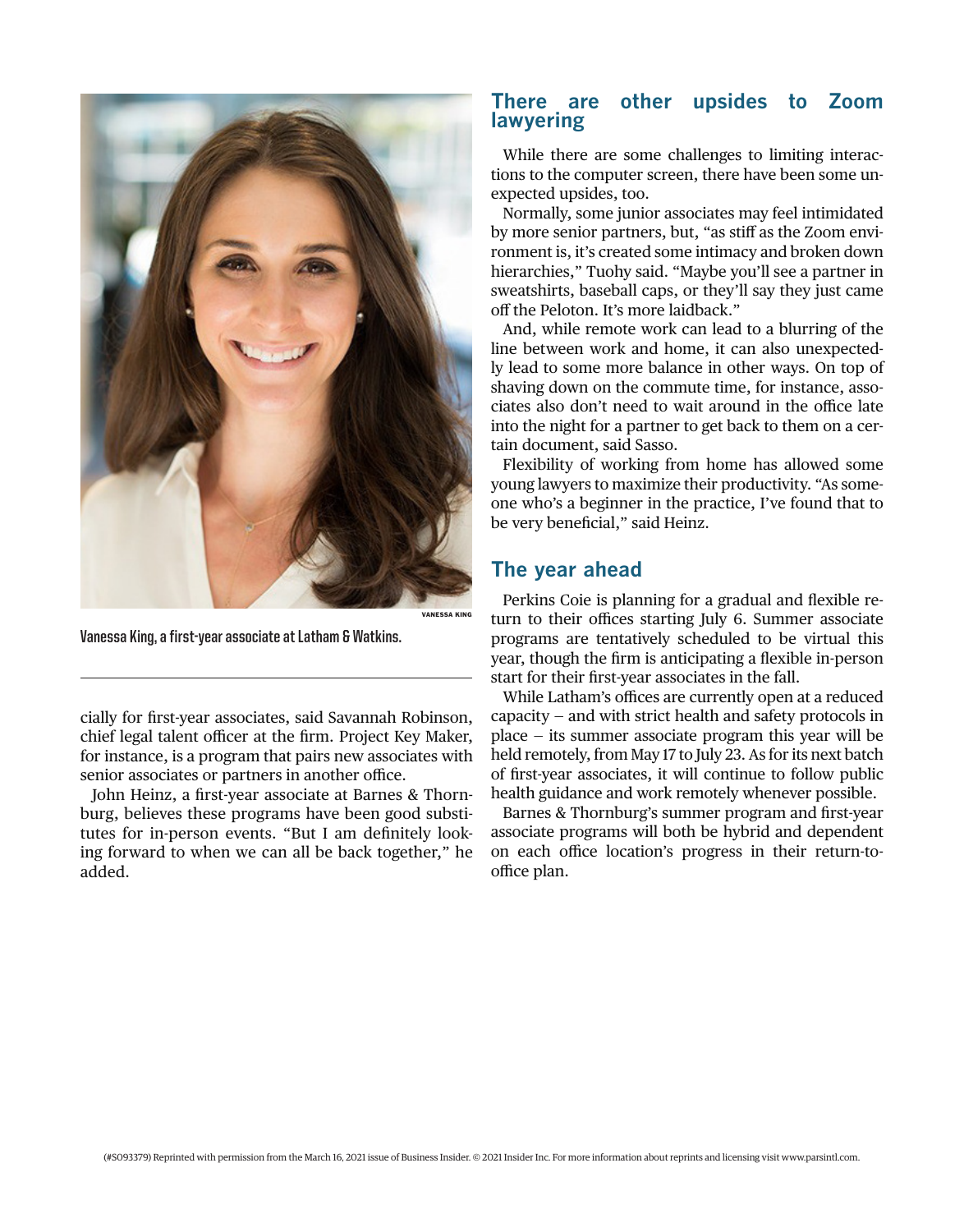VANESSA KING

Vanessa King, a first-year associate at Latham & Watkins.

cially for first-year associates, said Savannah Robinson, chief legal talent officer at the firm. Project Key Maker, for instance, is a program that pairs new associates with senior associates or partners in another office.

John Heinz, a first-year associate at Barnes & Thornburg, believes these programs have been good substitutes for in-person events. "But I am definitely looking forward to when we can all be back together," he added.

## There are other upsides to Zoom lawyering

While there are some challenges to limiting interactions to the computer screen, there have been some unexpected upsides, too.

Normally, some junior associates may feel intimidated by more senior partners, but, "as stiff as the Zoom environment is, it's created some intimacy and broken down hierarchies," Tuohy said. "Maybe you'll see a partner in sweatshirts, baseball caps, or they'll say they just came off the Peloton. It's more laidback."

And, while remote work can lead to a blurring of the line between work and home, it can also unexpectedly lead to some more balance in other ways. On top of shaving down on the commute time, for instance, associates also don't need to wait around in the office late into the night for a partner to get back to them on a certain document, said Sasso.

Flexibility of working from home has allowed some young lawyers to maximize their productivity. "As someone who's a beginner in the practice, I've found that to be very beneficial," said Heinz.

## The year ahead

Perkins Coie is planning for a gradual and flexible return to their offices starting July 6. Summer associate programs are tentatively scheduled to be virtual this year, though the firm is anticipating a flexible in-person start for their first-year associates in the fall.

While Latham's offices are currently open at a reduced capacity – and with strict health and safety protocols in place – its summer associate program this year will be held remotely, from May 17 to July 23. As for its next batch of first-year associates, it will continue to follow public health guidance and work remotely whenever possible.

Barnes & Thornburg's summer program and first-year associate programs will both be hybrid and dependent on each office location's progress in their return-to-office plan.

(#S093379) Reprinted with permission from the March 16, 2021 issue of Business Insider. © 2021 Insider Inc. For more information about reprints and licensing visit www.parsintl.com.